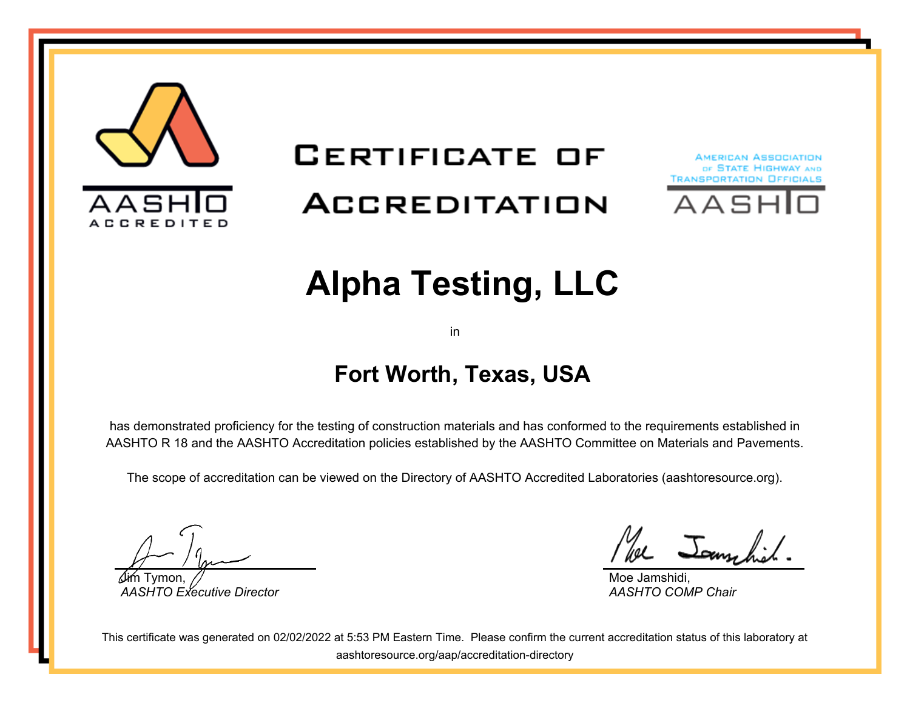AASHTO ACCREDITED

# CERTIFICATE OF ACCREDITATION

AMERICAN ASSOCIATION OF STATE HIGHWAY AND TRANSPORTATION OFFICIALS

AASHTO

## Alpha Testing, LLC

in

### Fort Worth, Texas, USA

has demonstrated proficiency for the testing of construction materials and has conformed to the requirements established in AASHTO R 18 and the AASHTO Accreditation policies established by the AASHTO Committee on Materials and Pavements.

The scope of accreditation can be viewed on the Directory of AASHTO Accredited Laboratories (aashtoresource.org).

Jim Tymon,
*AASHTO Executive Director*

Moe Jamshidi,
*AASHTO COMP Chair*

This certificate was generated on 02/02/2022 at 5:53 PM Eastern Time. Please confirm the current accreditation status of this laboratory at aashtoresource.org/aap/accreditation-directory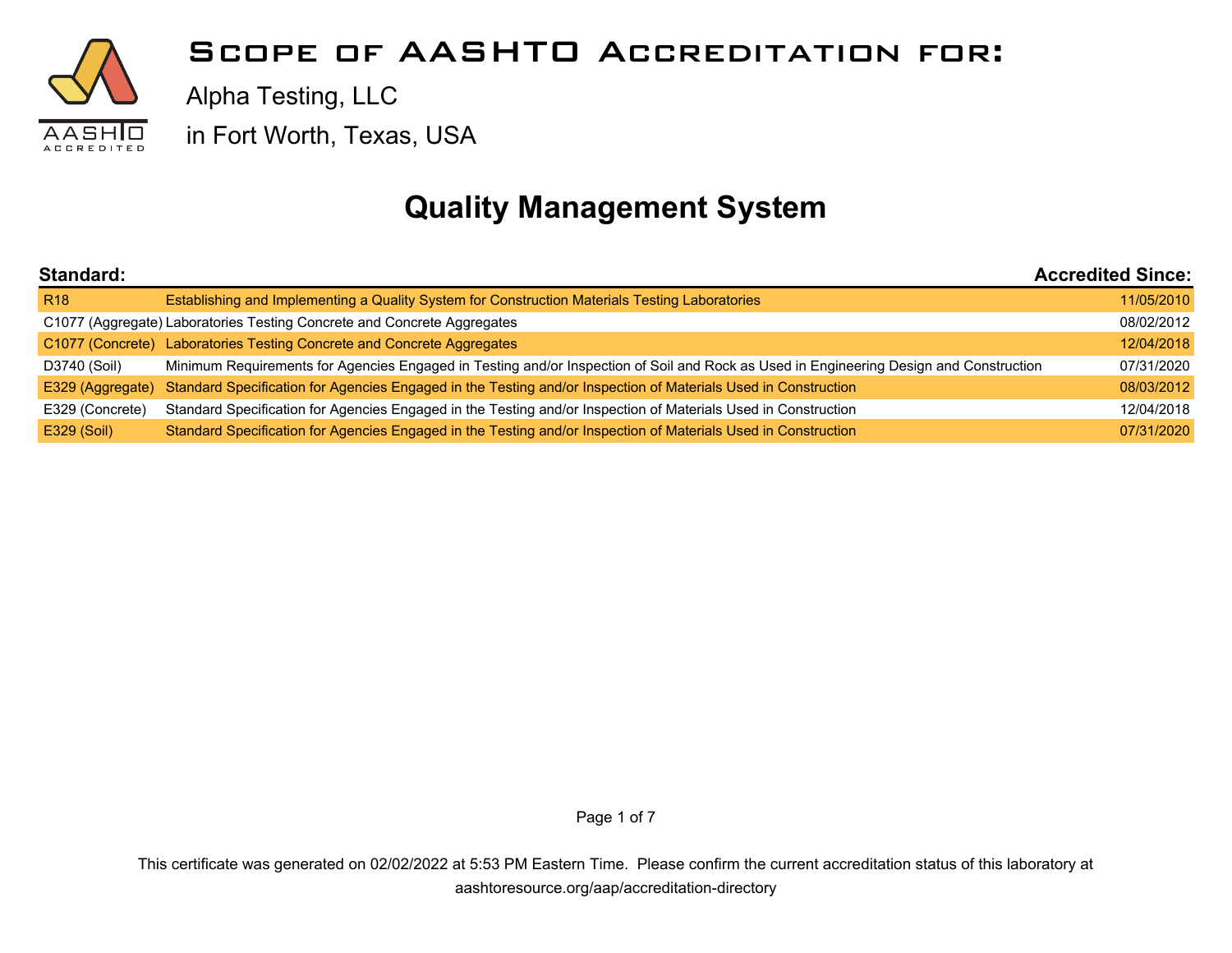# Scope of AASHTO Accreditation for:

Alpha Testing, LLC

in Fort Worth, Texas, USA

## Quality Management System

| Standard: | | Accredited Since: |
|---|---|---|
| R18 | Establishing and Implementing a Quality System for Construction Materials Testing Laboratories | 11/05/2010 |
| C1077 (Aggregate) | Laboratories Testing Concrete and Concrete Aggregates | 08/02/2012 |
| C1077 (Concrete) | Laboratories Testing Concrete and Concrete Aggregates | 12/04/2018 |
| D3740 (Soil) | Minimum Requirements for Agencies Engaged in Testing and/or Inspection of Soil and Rock as Used in Engineering Design and Construction | 07/31/2020 |
| E329 (Aggregate) | Standard Specification for Agencies Engaged in the Testing and/or Inspection of Materials Used in Construction | 08/03/2012 |
| E329 (Concrete) | Standard Specification for Agencies Engaged in the Testing and/or Inspection of Materials Used in Construction | 12/04/2018 |
| E329 (Soil) | Standard Specification for Agencies Engaged in the Testing and/or Inspection of Materials Used in Construction | 07/31/2020 |

This certificate was generated on 02/02/2022 at 5:53 PM Eastern Time. Please confirm the current accreditation status of this laboratory at aashtoresource.org/aap/accreditation-directory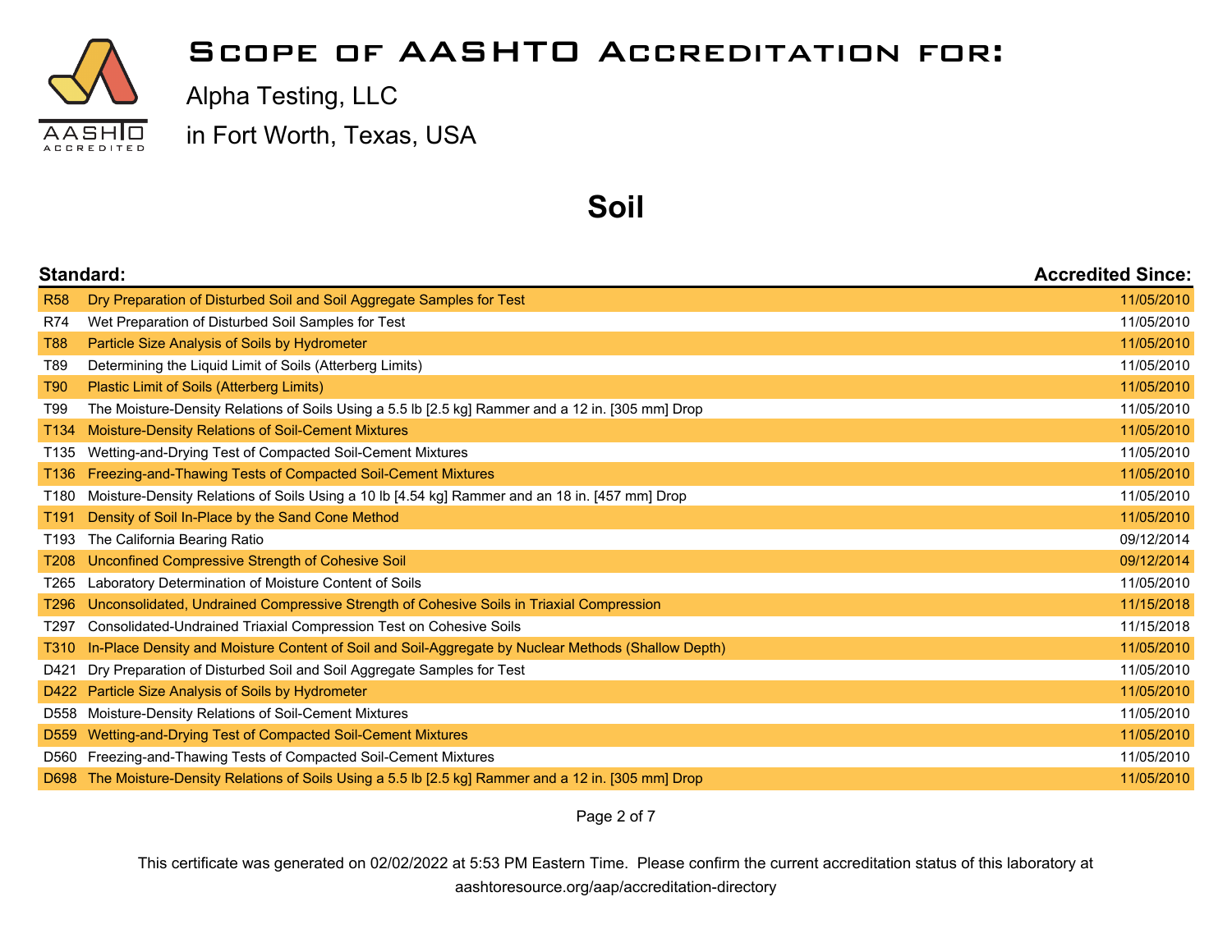# Scope of AASHTO Accreditation for:

Alpha Testing, LLC

in Fort Worth, Texas, USA

## Soil

| Standard: | | Accredited Since: |
|---|---|---|
| R58 | Dry Preparation of Disturbed Soil and Soil Aggregate Samples for Test | 11/05/2010 |
| R74 | Wet Preparation of Disturbed Soil Samples for Test | 11/05/2010 |
| T88 | Particle Size Analysis of Soils by Hydrometer | 11/05/2010 |
| T89 | Determining the Liquid Limit of Soils (Atterberg Limits) | 11/05/2010 |
| T90 | Plastic Limit of Soils (Atterberg Limits) | 11/05/2010 |
| T99 | The Moisture-Density Relations of Soils Using a 5.5 lb [2.5 kg] Rammer and a 12 in. [305 mm] Drop | 11/05/2010 |
| T134 | Moisture-Density Relations of Soil-Cement Mixtures | 11/05/2010 |
| T135 | Wetting-and-Drying Test of Compacted Soil-Cement Mixtures | 11/05/2010 |
| T136 | Freezing-and-Thawing Tests of Compacted Soil-Cement Mixtures | 11/05/2010 |
| T180 | Moisture-Density Relations of Soils Using a 10 lb [4.54 kg] Rammer and an 18 in. [457 mm] Drop | 11/05/2010 |
| T191 | Density of Soil In-Place by the Sand Cone Method | 11/05/2010 |
| T193 | The California Bearing Ratio | 09/12/2014 |
| T208 | Unconfined Compressive Strength of Cohesive Soil | 09/12/2014 |
| T265 | Laboratory Determination of Moisture Content of Soils | 11/05/2010 |
| T296 | Unconsolidated, Undrained Compressive Strength of Cohesive Soils in Triaxial Compression | 11/15/2018 |
| T297 | Consolidated-Undrained Triaxial Compression Test on Cohesive Soils | 11/15/2018 |
| T310 | In-Place Density and Moisture Content of Soil and Soil-Aggregate by Nuclear Methods (Shallow Depth) | 11/05/2010 |
| D421 | Dry Preparation of Disturbed Soil and Soil Aggregate Samples for Test | 11/05/2010 |
| D422 | Particle Size Analysis of Soils by Hydrometer | 11/05/2010 |
| D558 | Moisture-Density Relations of Soil-Cement Mixtures | 11/05/2010 |
| D559 | Wetting-and-Drying Test of Compacted Soil-Cement Mixtures | 11/05/2010 |
| D560 | Freezing-and-Thawing Tests of Compacted Soil-Cement Mixtures | 11/05/2010 |
| D698 | The Moisture-Density Relations of Soils Using a 5.5 lb [2.5 kg] Rammer and a 12 in. [305 mm] Drop | 11/05/2010 |

This certificate was generated on 02/02/2022 at 5:53 PM Eastern Time. Please confirm the current accreditation status of this laboratory at aashtoresource.org/aap/accreditation-directory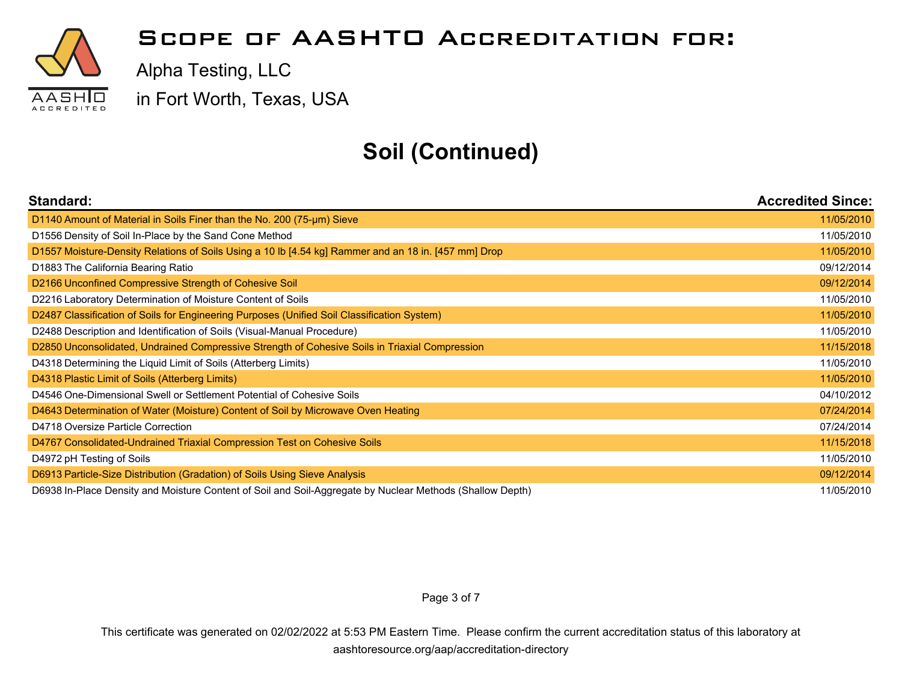# Scope of AASHTO Accreditation for:

Alpha Testing, LLC

in Fort Worth, Texas, USA

## Soil (Continued)

| Standard: | Accredited Since: |
| --- | --- |
| D1140 Amount of Material in Soils Finer than the No. 200 (75-μm) Sieve | 11/05/2010 |
| D1556 Density of Soil In-Place by the Sand Cone Method | 11/05/2010 |
| D1557 Moisture-Density Relations of Soils Using a 10 lb [4.54 kg] Rammer and an 18 in. [457 mm] Drop | 11/05/2010 |
| D1883 The California Bearing Ratio | 09/12/2014 |
| D2166 Unconfined Compressive Strength of Cohesive Soil | 09/12/2014 |
| D2216 Laboratory Determination of Moisture Content of Soils | 11/05/2010 |
| D2487 Classification of Soils for Engineering Purposes (Unified Soil Classification System) | 11/05/2010 |
| D2488 Description and Identification of Soils (Visual-Manual Procedure) | 11/05/2010 |
| D2850 Unconsolidated, Undrained Compressive Strength of Cohesive Soils in Triaxial Compression | 11/15/2018 |
| D4318 Determining the Liquid Limit of Soils (Atterberg Limits) | 11/05/2010 |
| D4318 Plastic Limit of Soils (Atterberg Limits) | 11/05/2010 |
| D4546 One-Dimensional Swell or Settlement Potential of Cohesive Soils | 04/10/2012 |
| D4643 Determination of Water (Moisture) Content of Soil by Microwave Oven Heating | 07/24/2014 |
| D4718 Oversize Particle Correction | 07/24/2014 |
| D4767 Consolidated-Undrained Triaxial Compression Test on Cohesive Soils | 11/15/2018 |
| D4972 pH Testing of Soils | 11/05/2010 |
| D6913 Particle-Size Distribution (Gradation) of Soils Using Sieve Analysis | 09/12/2014 |
| D6938 In-Place Density and Moisture Content of Soil and Soil-Aggregate by Nuclear Methods (Shallow Depth) | 11/05/2010 |

This certificate was generated on 02/02/2022 at 5:53 PM Eastern Time. Please confirm the current accreditation status of this laboratory at aashtoresource.org/aap/accreditation-directory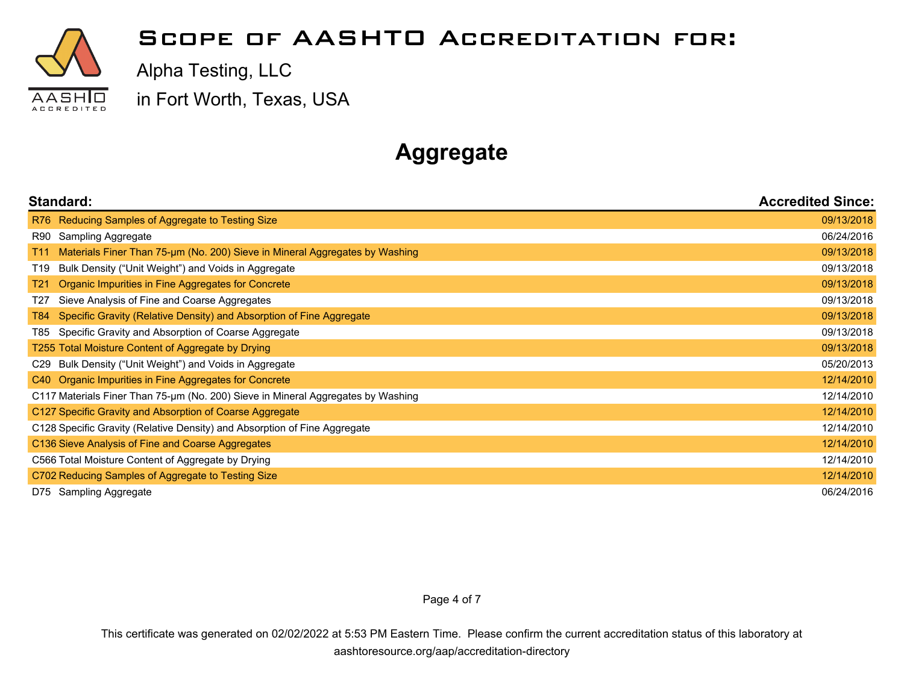# Scope of AASHTO Accreditation for:

Alpha Testing, LLC

in Fort Worth, Texas, USA

## Aggregate

| Standard: | Accredited Since: |
|---|---|
| R76 Reducing Samples of Aggregate to Testing Size | 09/13/2018 |
| R90 Sampling Aggregate | 06/24/2016 |
| T11 Materials Finer Than 75-µm (No. 200) Sieve in Mineral Aggregates by Washing | 09/13/2018 |
| T19 Bulk Density ("Unit Weight") and Voids in Aggregate | 09/13/2018 |
| T21 Organic Impurities in Fine Aggregates for Concrete | 09/13/2018 |
| T27 Sieve Analysis of Fine and Coarse Aggregates | 09/13/2018 |
| T84 Specific Gravity (Relative Density) and Absorption of Fine Aggregate | 09/13/2018 |
| T85 Specific Gravity and Absorption of Coarse Aggregate | 09/13/2018 |
| T255 Total Moisture Content of Aggregate by Drying | 09/13/2018 |
| C29 Bulk Density ("Unit Weight") and Voids in Aggregate | 05/20/2013 |
| C40 Organic Impurities in Fine Aggregates for Concrete | 12/14/2010 |
| C117 Materials Finer Than 75-µm (No. 200) Sieve in Mineral Aggregates by Washing | 12/14/2010 |
| C127 Specific Gravity and Absorption of Coarse Aggregate | 12/14/2010 |
| C128 Specific Gravity (Relative Density) and Absorption of Fine Aggregate | 12/14/2010 |
| C136 Sieve Analysis of Fine and Coarse Aggregates | 12/14/2010 |
| C566 Total Moisture Content of Aggregate by Drying | 12/14/2010 |
| C702 Reducing Samples of Aggregate to Testing Size | 12/14/2010 |
| D75 Sampling Aggregate | 06/24/2016 |

This certificate was generated on 02/02/2022 at 5:53 PM Eastern Time. Please confirm the current accreditation status of this laboratory at aashtoresource.org/aap/accreditation-directory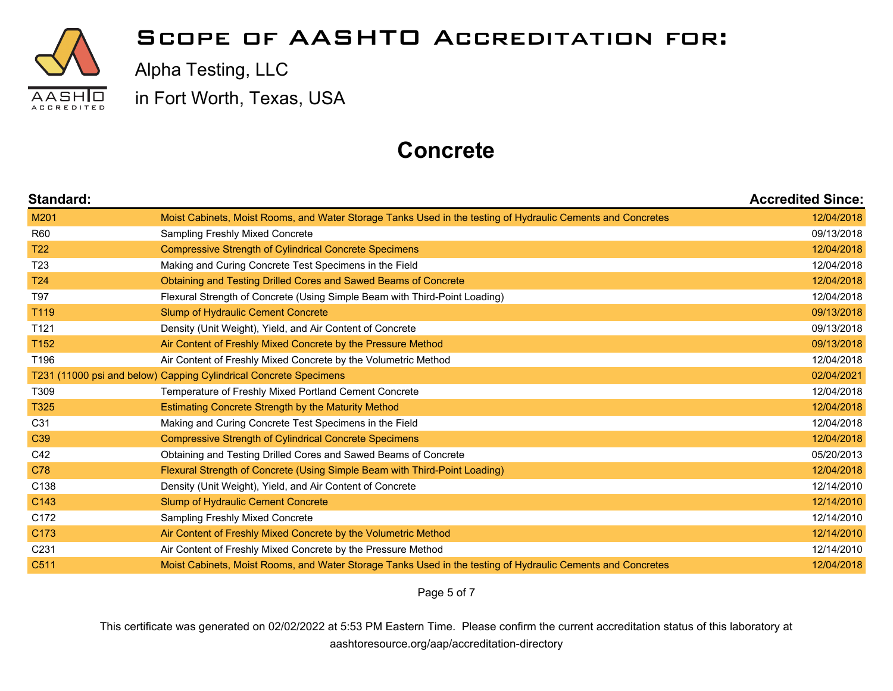# Scope of AASHTO Accreditation for:

Alpha Testing, LLC

in Fort Worth, Texas, USA

## Concrete

| Standard: | | Accredited Since: |
|---|---|---|
| M201 | Moist Cabinets, Moist Rooms, and Water Storage Tanks Used in the testing of Hydraulic Cements and Concretes | 12/04/2018 |
| R60 | Sampling Freshly Mixed Concrete | 09/13/2018 |
| T22 | Compressive Strength of Cylindrical Concrete Specimens | 12/04/2018 |
| T23 | Making and Curing Concrete Test Specimens in the Field | 12/04/2018 |
| T24 | Obtaining and Testing Drilled Cores and Sawed Beams of Concrete | 12/04/2018 |
| T97 | Flexural Strength of Concrete (Using Simple Beam with Third-Point Loading) | 12/04/2018 |
| T119 | Slump of Hydraulic Cement Concrete | 09/13/2018 |
| T121 | Density (Unit Weight), Yield, and Air Content of Concrete | 09/13/2018 |
| T152 | Air Content of Freshly Mixed Concrete by the Pressure Method | 09/13/2018 |
| T196 | Air Content of Freshly Mixed Concrete by the Volumetric Method | 12/04/2018 |
| T231 (11000 psi and below) | Capping Cylindrical Concrete Specimens | 02/04/2021 |
| T309 | Temperature of Freshly Mixed Portland Cement Concrete | 12/04/2018 |
| T325 | Estimating Concrete Strength by the Maturity Method | 12/04/2018 |
| C31 | Making and Curing Concrete Test Specimens in the Field | 12/04/2018 |
| C39 | Compressive Strength of Cylindrical Concrete Specimens | 12/04/2018 |
| C42 | Obtaining and Testing Drilled Cores and Sawed Beams of Concrete | 05/20/2013 |
| C78 | Flexural Strength of Concrete (Using Simple Beam with Third-Point Loading) | 12/04/2018 |
| C138 | Density (Unit Weight), Yield, and Air Content of Concrete | 12/14/2010 |
| C143 | Slump of Hydraulic Cement Concrete | 12/14/2010 |
| C172 | Sampling Freshly Mixed Concrete | 12/14/2010 |
| C173 | Air Content of Freshly Mixed Concrete by the Volumetric Method | 12/14/2010 |
| C231 | Air Content of Freshly Mixed Concrete by the Pressure Method | 12/14/2010 |
| C511 | Moist Cabinets, Moist Rooms, and Water Storage Tanks Used in the testing of Hydraulic Cements and Concretes | 12/04/2018 |

This certificate was generated on 02/02/2022 at 5:53 PM Eastern Time. Please confirm the current accreditation status of this laboratory at aashtoresource.org/aap/accreditation-directory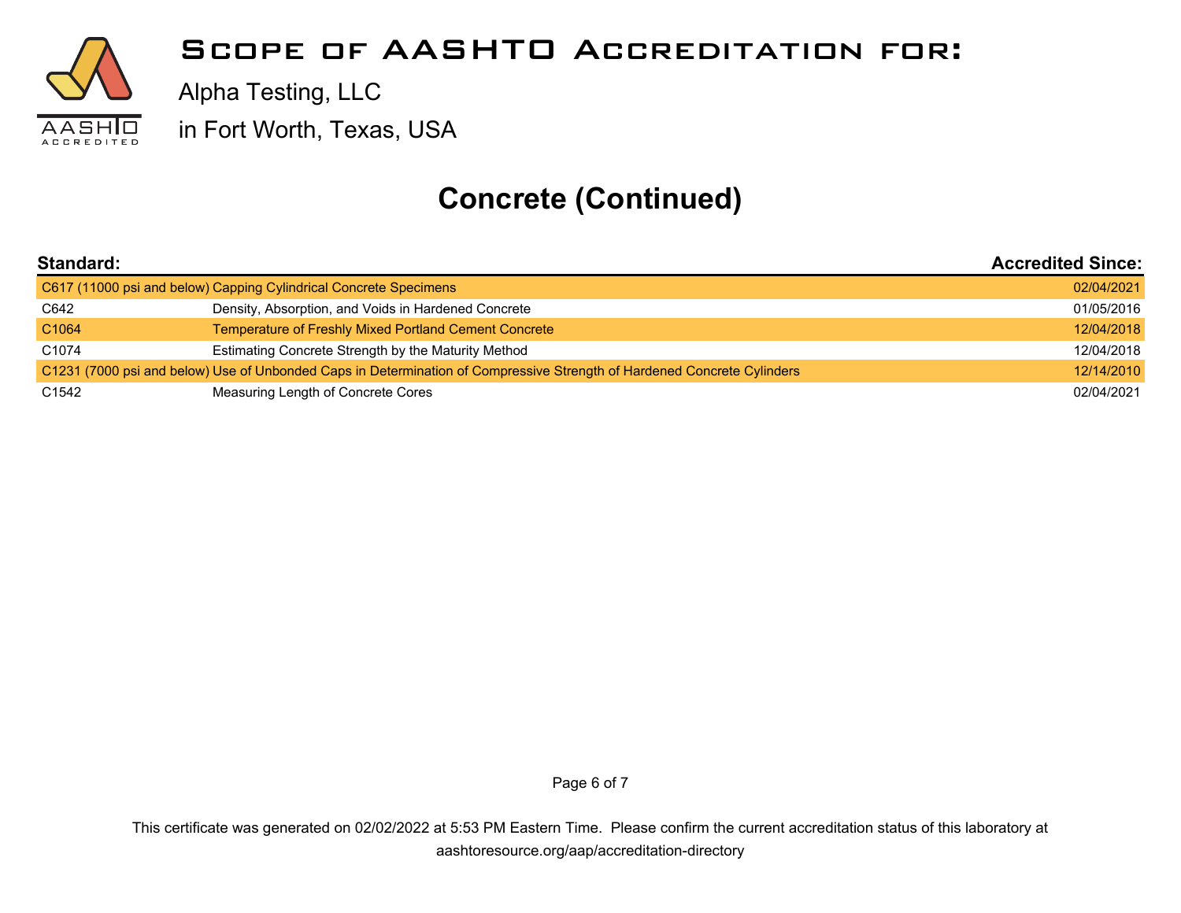# Scope of AASHTO Accreditation for:

Alpha Testing, LLC

in Fort Worth, Texas, USA

## Concrete (Continued)

| Standard: | | Accredited Since: |
|---|---|---|
| C617 (11000 psi and below) | Capping Cylindrical Concrete Specimens | 02/04/2021 |
| C642 | Density, Absorption, and Voids in Hardened Concrete | 01/05/2016 |
| C1064 | Temperature of Freshly Mixed Portland Cement Concrete | 12/04/2018 |
| C1074 | Estimating Concrete Strength by the Maturity Method | 12/04/2018 |
| C1231 (7000 psi and below) | Use of Unbonded Caps in Determination of Compressive Strength of Hardened Concrete Cylinders | 12/14/2010 |
| C1542 | Measuring Length of Concrete Cores | 02/04/2021 |

This certificate was generated on 02/02/2022 at 5:53 PM Eastern Time. Please confirm the current accreditation status of this laboratory at aashtoresource.org/aap/accreditation-directory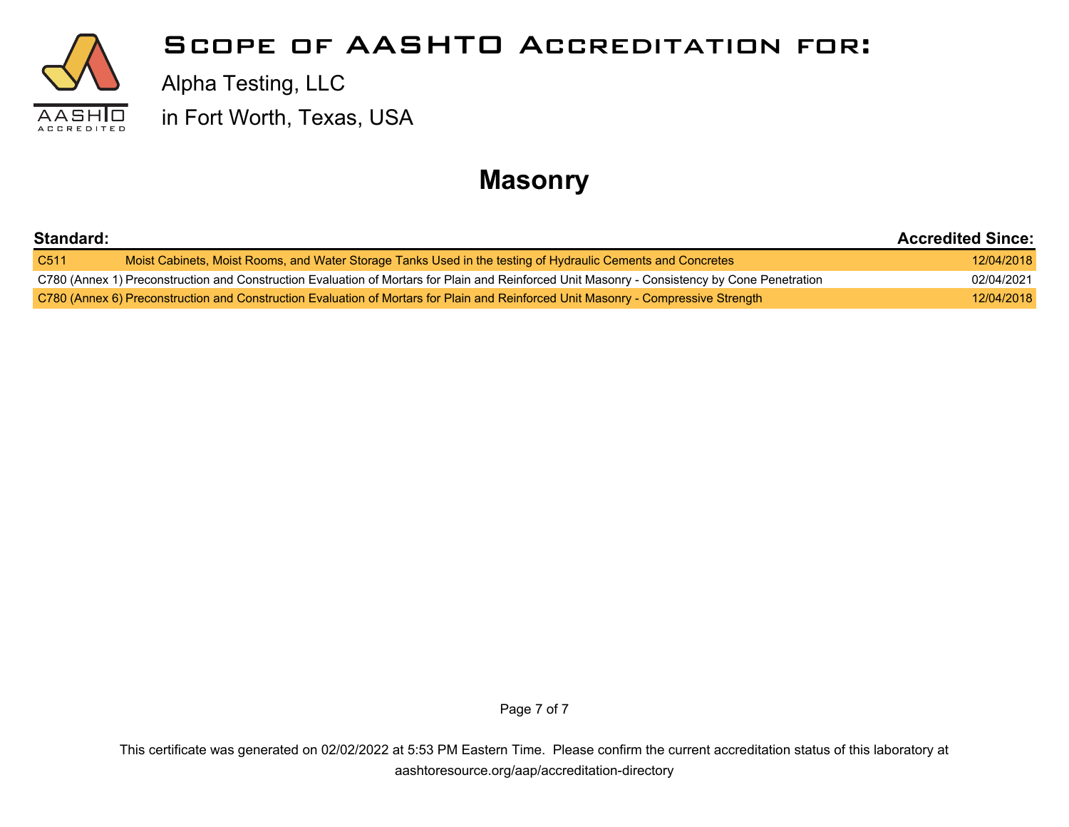# Scope of AASHTO Accreditation for:

Alpha Testing, LLC

in Fort Worth, Texas, USA

## Masonry

| Standard: | | Accredited Since: |
| --- | --- | --- |
| C511 | Moist Cabinets, Moist Rooms, and Water Storage Tanks Used in the testing of Hydraulic Cements and Concretes | 12/04/2018 |
| C780 (Annex 1) | Preconstruction and Construction Evaluation of Mortars for Plain and Reinforced Unit Masonry - Consistency by Cone Penetration | 02/04/2021 |
| C780 (Annex 6) | Preconstruction and Construction Evaluation of Mortars for Plain and Reinforced Unit Masonry - Compressive Strength | 12/04/2018 |

This certificate was generated on 02/02/2022 at 5:53 PM Eastern Time. Please confirm the current accreditation status of this laboratory at aashtoresource.org/aap/accreditation-directory